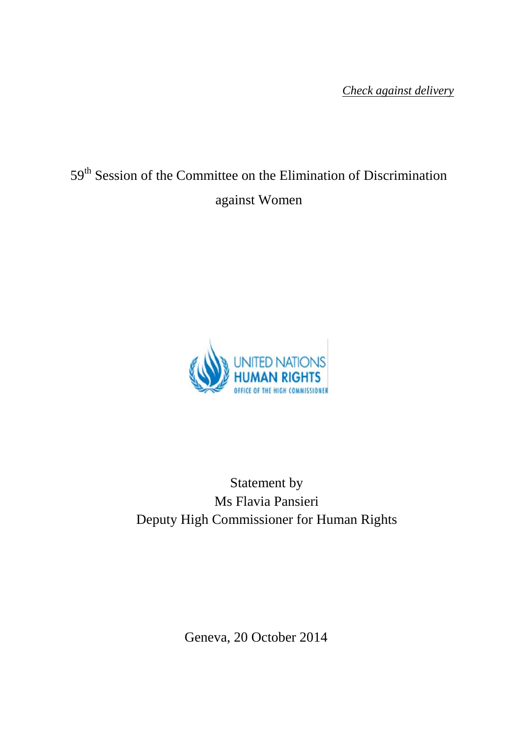*Check against delivery*

# 59th Session of the Committee on the Elimination of Discrimination against Women

UNITED NATIONS
HUMAN RIGHTS
OFFICE OF THE HIGH COMMISSIONER

Statement by
Ms Flavia Pansieri
Deputy High Commissioner for Human Rights

Geneva, 20 October 2014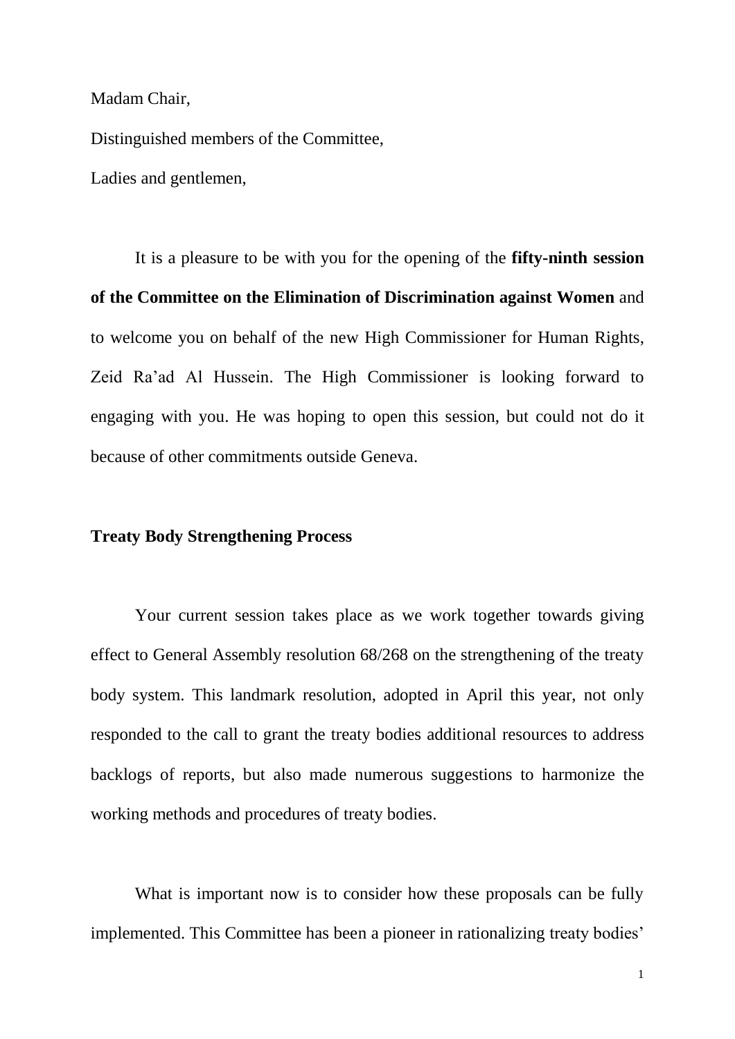Madam Chair,

Distinguished members of the Committee,

Ladies and gentlemen,

It is a pleasure to be with you for the opening of the **fifty-ninth session of the Committee on the Elimination of Discrimination against Women** and to welcome you on behalf of the new High Commissioner for Human Rights, Zeid Ra'ad Al Hussein. The High Commissioner is looking forward to engaging with you. He was hoping to open this session, but could not do it because of other commitments outside Geneva.

**Treaty Body Strengthening Process**

Your current session takes place as we work together towards giving effect to General Assembly resolution 68/268 on the strengthening of the treaty body system. This landmark resolution, adopted in April this year, not only responded to the call to grant the treaty bodies additional resources to address backlogs of reports, but also made numerous suggestions to harmonize the working methods and procedures of treaty bodies.

What is important now is to consider how these proposals can be fully implemented. This Committee has been a pioneer in rationalizing treaty bodies'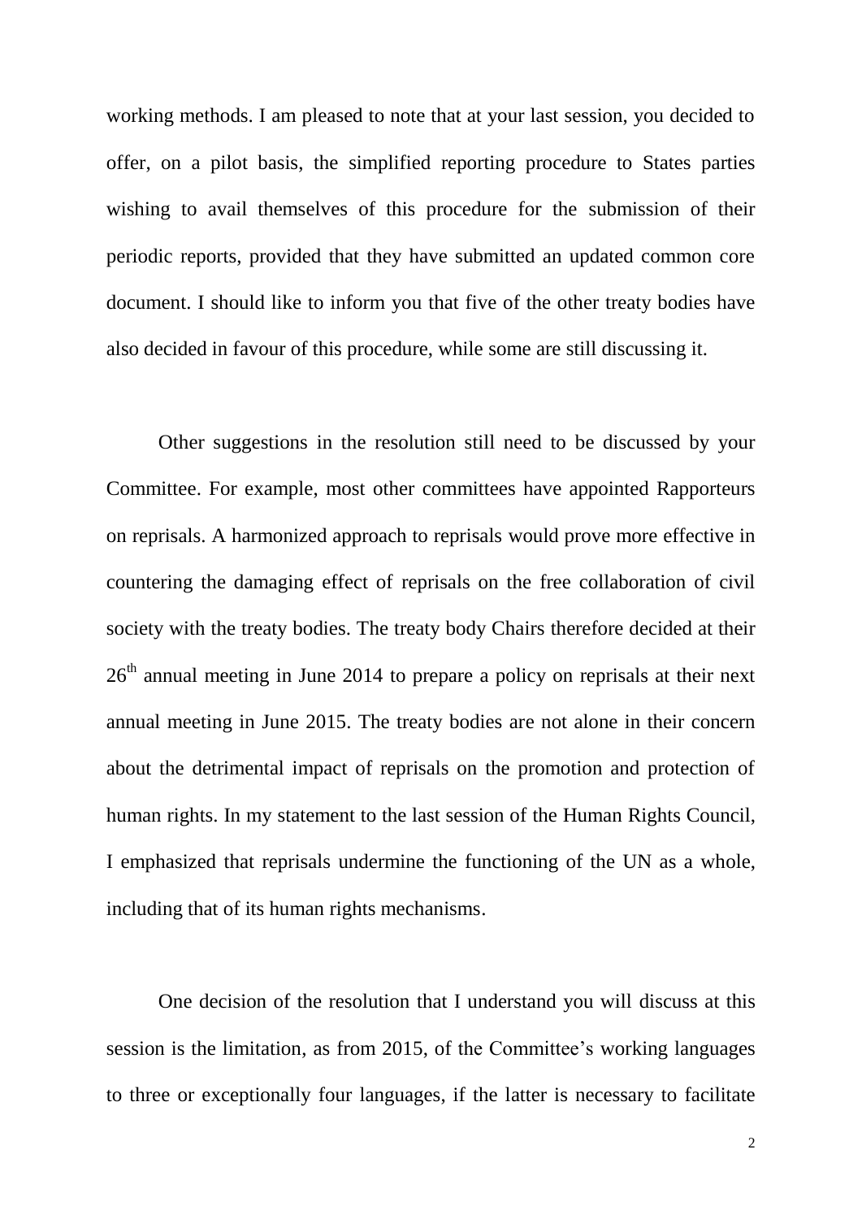working methods. I am pleased to note that at your last session, you decided to offer, on a pilot basis, the simplified reporting procedure to States parties wishing to avail themselves of this procedure for the submission of their periodic reports, provided that they have submitted an updated common core document. I should like to inform you that five of the other treaty bodies have also decided in favour of this procedure, while some are still discussing it.

Other suggestions in the resolution still need to be discussed by your Committee. For example, most other committees have appointed Rapporteurs on reprisals. A harmonized approach to reprisals would prove more effective in countering the damaging effect of reprisals on the free collaboration of civil society with the treaty bodies. The treaty body Chairs therefore decided at their 26th annual meeting in June 2014 to prepare a policy on reprisals at their next annual meeting in June 2015. The treaty bodies are not alone in their concern about the detrimental impact of reprisals on the promotion and protection of human rights. In my statement to the last session of the Human Rights Council, I emphasized that reprisals undermine the functioning of the UN as a whole, including that of its human rights mechanisms.

One decision of the resolution that I understand you will discuss at this session is the limitation, as from 2015, of the Committee's working languages to three or exceptionally four languages, if the latter is necessary to facilitate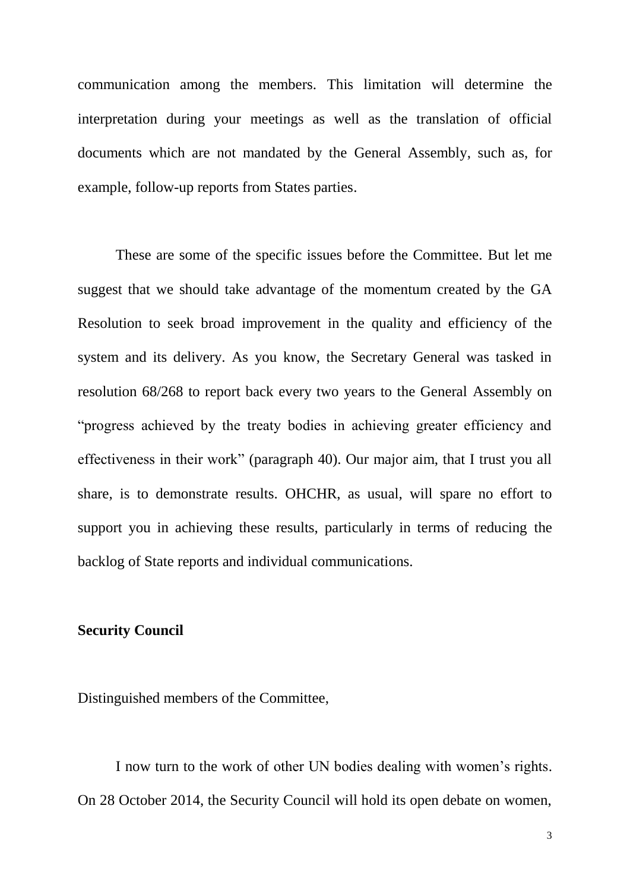communication among the members. This limitation will determine the interpretation during your meetings as well as the translation of official documents which are not mandated by the General Assembly, such as, for example, follow-up reports from States parties.

These are some of the specific issues before the Committee. But let me suggest that we should take advantage of the momentum created by the GA Resolution to seek broad improvement in the quality and efficiency of the system and its delivery. As you know, the Secretary General was tasked in resolution 68/268 to report back every two years to the General Assembly on "progress achieved by the treaty bodies in achieving greater efficiency and effectiveness in their work" (paragraph 40). Our major aim, that I trust you all share, is to demonstrate results. OHCHR, as usual, will spare no effort to support you in achieving these results, particularly in terms of reducing the backlog of State reports and individual communications.

**Security Council**

Distinguished members of the Committee,

I now turn to the work of other UN bodies dealing with women's rights. On 28 October 2014, the Security Council will hold its open debate on women,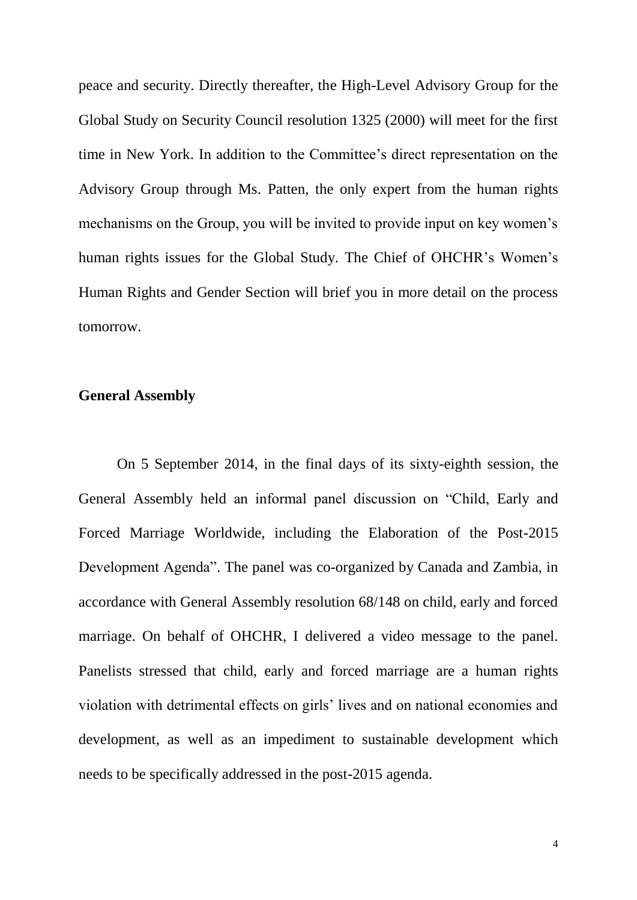peace and security. Directly thereafter, the High-Level Advisory Group for the Global Study on Security Council resolution 1325 (2000) will meet for the first time in New York. In addition to the Committee's direct representation on the Advisory Group through Ms. Patten, the only expert from the human rights mechanisms on the Group, you will be invited to provide input on key women's human rights issues for the Global Study. The Chief of OHCHR's Women's Human Rights and Gender Section will brief you in more detail on the process tomorrow.

**General Assembly**

On 5 September 2014, in the final days of its sixty-eighth session, the General Assembly held an informal panel discussion on "Child, Early and Forced Marriage Worldwide, including the Elaboration of the Post-2015 Development Agenda". The panel was co-organized by Canada and Zambia, in accordance with General Assembly resolution 68/148 on child, early and forced marriage. On behalf of OHCHR, I delivered a video message to the panel. Panelists stressed that child, early and forced marriage are a human rights violation with detrimental effects on girls' lives and on national economies and development, as well as an impediment to sustainable development which needs to be specifically addressed in the post-2015 agenda.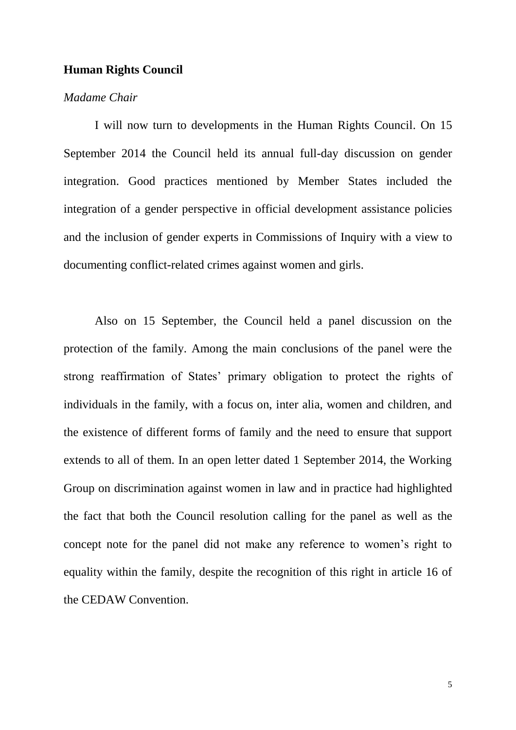**Human Rights Council**

*Madame Chair*

I will now turn to developments in the Human Rights Council. On 15 September 2014 the Council held its annual full-day discussion on gender integration. Good practices mentioned by Member States included the integration of a gender perspective in official development assistance policies and the inclusion of gender experts in Commissions of Inquiry with a view to documenting conflict-related crimes against women and girls.

Also on 15 September, the Council held a panel discussion on the protection of the family. Among the main conclusions of the panel were the strong reaffirmation of States' primary obligation to protect the rights of individuals in the family, with a focus on, inter alia, women and children, and the existence of different forms of family and the need to ensure that support extends to all of them. In an open letter dated 1 September 2014, the Working Group on discrimination against women in law and in practice had highlighted the fact that both the Council resolution calling for the panel as well as the concept note for the panel did not make any reference to women's right to equality within the family, despite the recognition of this right in article 16 of the CEDAW Convention.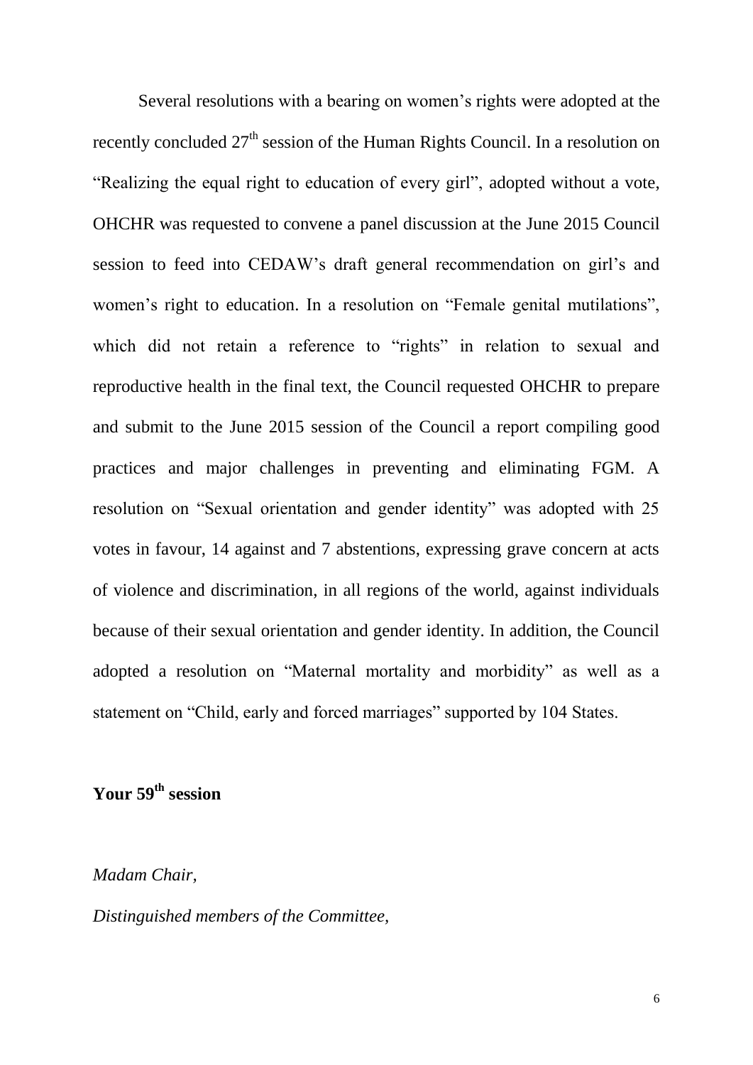Several resolutions with a bearing on women's rights were adopted at the recently concluded 27th session of the Human Rights Council. In a resolution on "Realizing the equal right to education of every girl", adopted without a vote, OHCHR was requested to convene a panel discussion at the June 2015 Council session to feed into CEDAW's draft general recommendation on girl's and women's right to education. In a resolution on "Female genital mutilations", which did not retain a reference to "rights" in relation to sexual and reproductive health in the final text, the Council requested OHCHR to prepare and submit to the June 2015 session of the Council a report compiling good practices and major challenges in preventing and eliminating FGM. A resolution on "Sexual orientation and gender identity" was adopted with 25 votes in favour, 14 against and 7 abstentions, expressing grave concern at acts of violence and discrimination, in all regions of the world, against individuals because of their sexual orientation and gender identity. In addition, the Council adopted a resolution on "Maternal mortality and morbidity" as well as a statement on "Child, early and forced marriages" supported by 104 States.

## Your 59th session

*Madam Chair,*

*Distinguished members of the Committee,*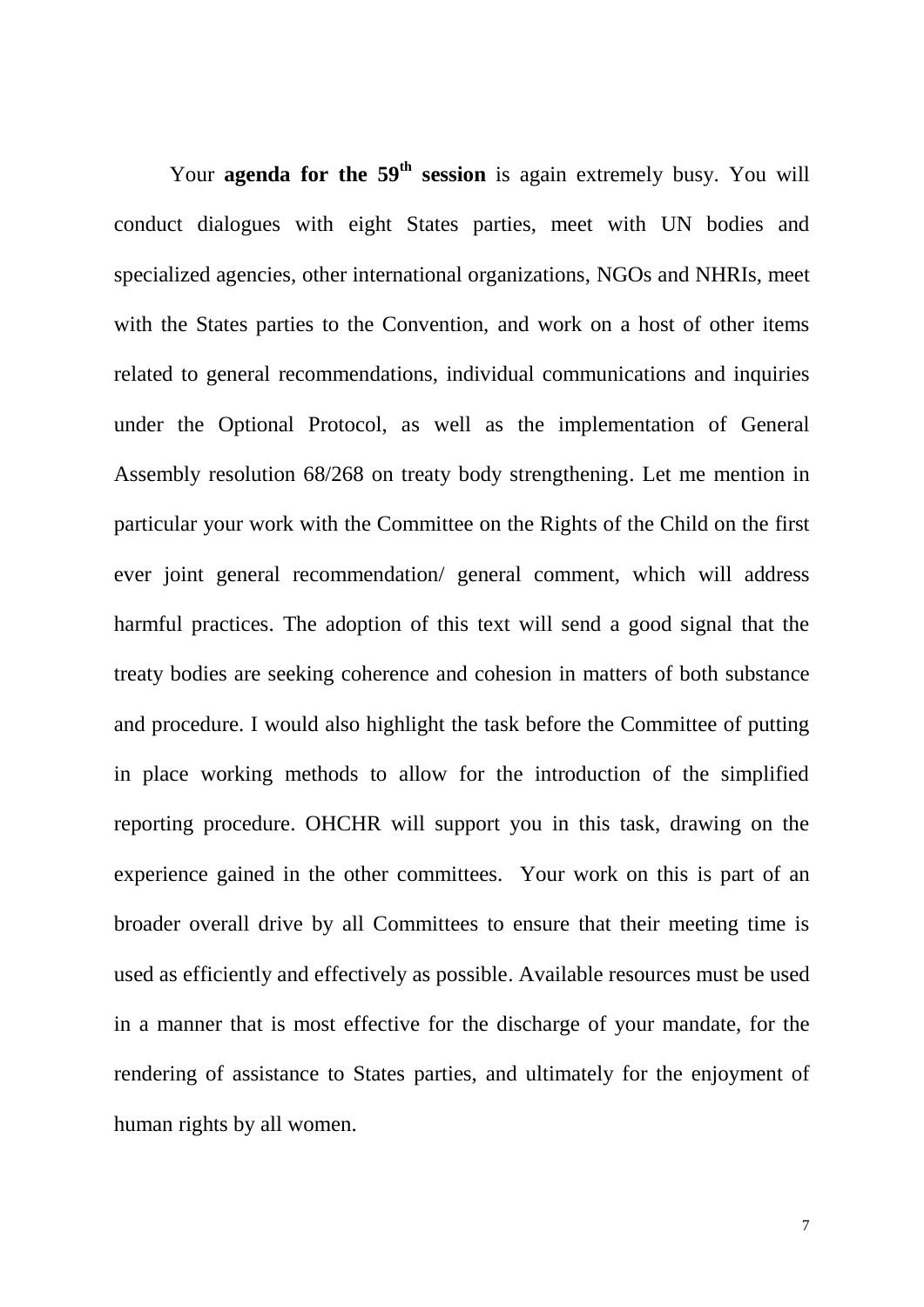Your **agenda for the 59th session** is again extremely busy. You will conduct dialogues with eight States parties, meet with UN bodies and specialized agencies, other international organizations, NGOs and NHRIs, meet with the States parties to the Convention, and work on a host of other items related to general recommendations, individual communications and inquiries under the Optional Protocol, as well as the implementation of General Assembly resolution 68/268 on treaty body strengthening. Let me mention in particular your work with the Committee on the Rights of the Child on the first ever joint general recommendation/ general comment, which will address harmful practices. The adoption of this text will send a good signal that the treaty bodies are seeking coherence and cohesion in matters of both substance and procedure. I would also highlight the task before the Committee of putting in place working methods to allow for the introduction of the simplified reporting procedure. OHCHR will support you in this task, drawing on the experience gained in the other committees. Your work on this is part of an broader overall drive by all Committees to ensure that their meeting time is used as efficiently and effectively as possible. Available resources must be used in a manner that is most effective for the discharge of your mandate, for the rendering of assistance to States parties, and ultimately for the enjoyment of human rights by all women.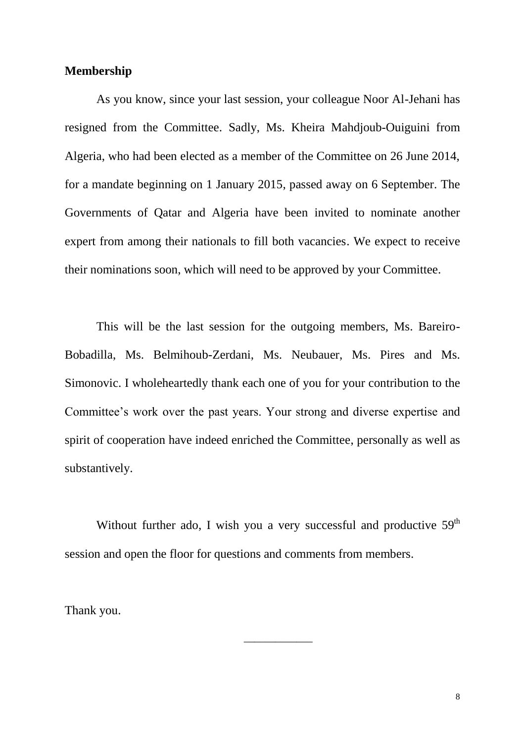**Membership**

As you know, since your last session, your colleague Noor Al-Jehani has resigned from the Committee. Sadly, Ms. Kheira Mahdjoub-Ouiguini from Algeria, who had been elected as a member of the Committee on 26 June 2014, for a mandate beginning on 1 January 2015, passed away on 6 September. The Governments of Qatar and Algeria have been invited to nominate another expert from among their nationals to fill both vacancies. We expect to receive their nominations soon, which will need to be approved by your Committee.

This will be the last session for the outgoing members, Ms. Bareiro-Bobadilla, Ms. Belmihoub-Zerdani, Ms. Neubauer, Ms. Pires and Ms. Simonovic. I wholeheartedly thank each one of you for your contribution to the Committee's work over the past years. Your strong and diverse expertise and spirit of cooperation have indeed enriched the Committee, personally as well as substantively.

Without further ado, I wish you a very successful and productive 59th session and open the floor for questions and comments from members.

Thank you.

___________